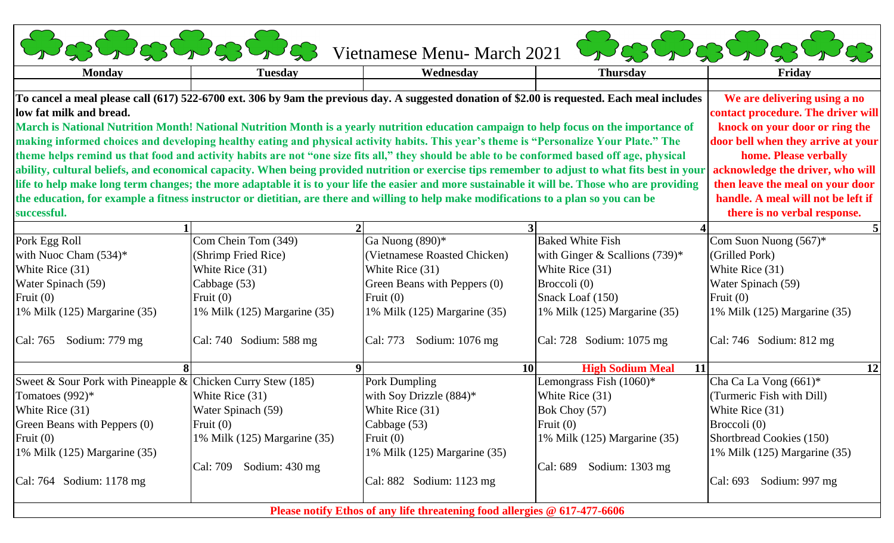# Vietnamese Menu- March 2021

| Monday | Tuesday | Wednesday | Thursday | Friday |
|---|---|---|---|---|
| **To cancel a meal please call (617) 522-6700 ext. 306 by 9am the previous day. A suggested donation of $2.00 is requested. Each meal includes low fat milk and bread.** **March is National Nutrition Month! National Nutrition Month is a yearly nutrition education campaign to help focus on the importance of making informed choices and developing healthy eating and physical activity habits. This year's theme is "Personalize Your Plate." The theme helps remind us that food and activity habits are not "one size fits all," they should be able to be conformed based off age, physical ability, cultural beliefs, and economical capacity. When being provided nutrition or exercise tips remember to adjust to what fits best in your life to help make long term changes; the more adaptable it is to your life the easier and more sustainable it will be. Those who are providing the education, for example a fitness instructor or dietitian, are there and willing to help make modifications to a plan so you can be successful.** | | | | **We are delivering using a no contact procedure. The driver will knock on your door or ring the door bell when they arrive at your home. Please verbally acknowledge the driver, who will then leave the meal on your door handle. A meal will not be left if there is no verbal response.** |
| 1 | 2 | 3 | 4 | 5 |
| Pork Egg Roll<br>with Nuoc Cham (534)*<br>White Rice (31)<br>Water Spinach (59)<br>Fruit (0)<br>1% Milk (125) Margarine (35)<br><br>Cal: 765 Sodium: 779 mg | Com Chein Tom (349)<br>(Shrimp Fried Rice)<br>White Rice (31)<br>Cabbage (53)<br>Fruit (0)<br>1% Milk (125) Margarine (35)<br><br>Cal: 740 Sodium: 588 mg | Ga Nuong (890)*<br>(Vietnamese Roasted Chicken)<br>White Rice (31)<br>Green Beans with Peppers (0)<br>Fruit (0)<br>1% Milk (125) Margarine (35)<br><br>Cal: 773 Sodium: 1076 mg | Baked White Fish<br>with Ginger & Scallions (739)*<br>White Rice (31)<br>Broccoli (0)<br>Snack Loaf (150)<br>1% Milk (125) Margarine (35)<br><br>Cal: 728 Sodium: 1075 mg | Com Suon Nuong (567)*<br>(Grilled Pork)<br>White Rice (31)<br>Water Spinach (59)<br>Fruit (0)<br>1% Milk (125) Margarine (35)<br><br>Cal: 746 Sodium: 812 mg |
| 8 | 9 | 10 | **High Sodium Meal** 11 | 12 |
| Sweet & Sour Pork with Pineapple & Tomatoes (992)*<br>White Rice (31)<br>Green Beans with Peppers (0)<br>Fruit (0)<br>1% Milk (125) Margarine (35)<br><br>Cal: 764 Sodium: 1178 mg | Chicken Curry Stew (185)<br>White Rice (31)<br>Water Spinach (59)<br>Fruit (0)<br>1% Milk (125) Margarine (35)<br><br>Cal: 709 Sodium: 430 mg | Pork Dumpling<br>with Soy Drizzle (884)*<br>White Rice (31)<br>Cabbage (53)<br>Fruit (0)<br>1% Milk (125) Margarine (35)<br><br>Cal: 882 Sodium: 1123 mg | Lemongrass Fish (1060)*<br>White Rice (31)<br>Bok Choy (57)<br>Fruit (0)<br>1% Milk (125) Margarine (35)<br><br>Cal: 689 Sodium: 1303 mg | Cha Ca La Vong (661)*<br>(Turmeric Fish with Dill)<br>White Rice (31)<br>Broccoli (0)<br>Shortbread Cookies (150)<br>1% Milk (125) Margarine (35)<br><br>Cal: 693 Sodium: 997 mg |

**Please notify Ethos of any life threatening food allergies @ 617-477-6606**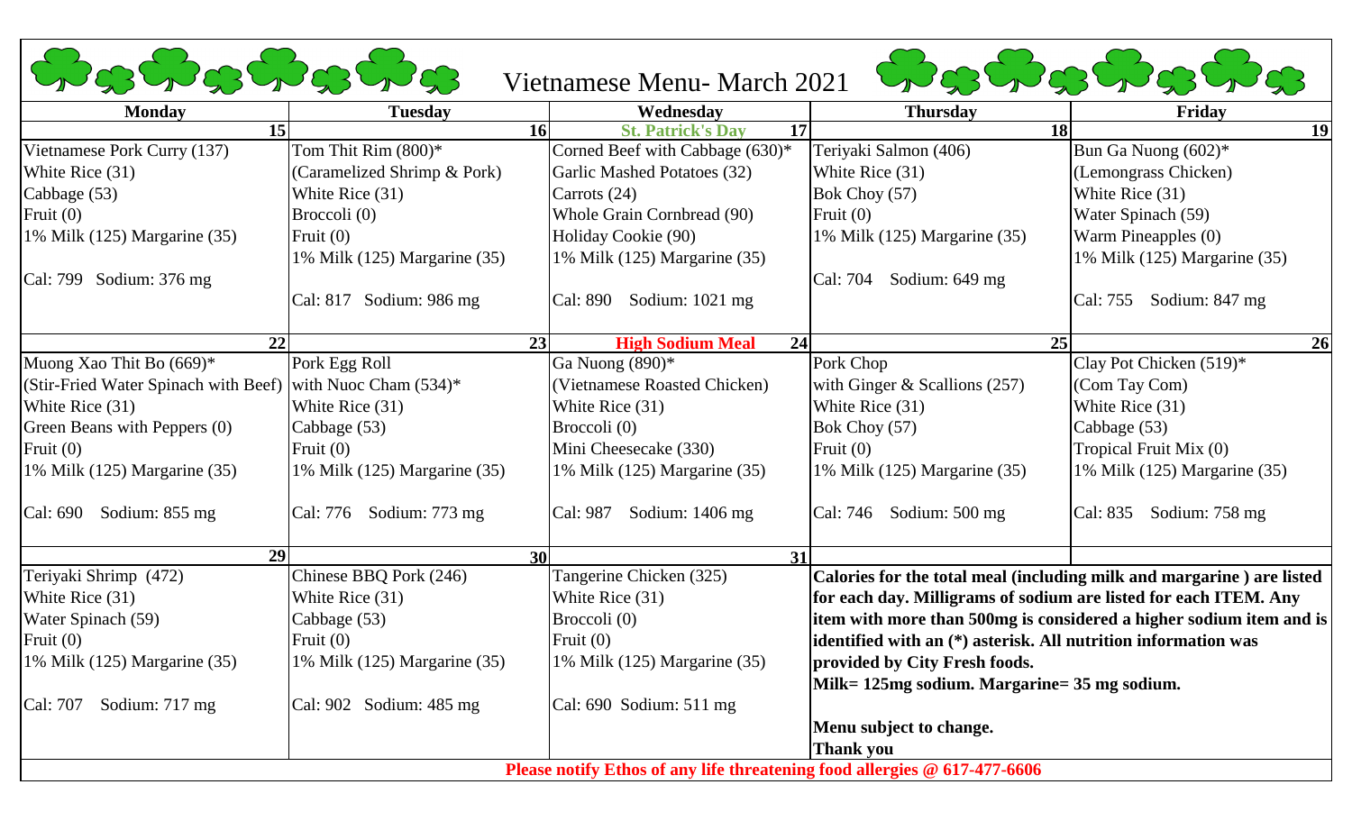# Vietnamese Menu- March 2021

| Monday | Tuesday | Wednesday | Thursday | Friday |
|---|---|---|---|---|
| 15 | 16 | St. Patrick's Day 17 | 18 | 19 |
| Vietnamese Pork Curry (137)<br>White Rice (31)<br>Cabbage (53)<br>Fruit (0)<br>1% Milk (125) Margarine (35)<br><br>Cal: 799 Sodium: 376 mg | Tom Thit Rim (800)*<br>(Caramelized Shrimp & Pork)<br>White Rice (31)<br>Broccoli (0)<br>Fruit (0)<br>1% Milk (125) Margarine (35)<br><br>Cal: 817 Sodium: 986 mg | Corned Beef with Cabbage (630)*<br>Garlic Mashed Potatoes (32)<br>Carrots (24)<br>Whole Grain Cornbread (90)<br>Holiday Cookie (90)<br>1% Milk (125) Margarine (35)<br><br>Cal: 890 Sodium: 1021 mg | Teriyaki Salmon (406)<br>White Rice (31)<br>Bok Choy (57)<br>Fruit (0)<br>1% Milk (125) Margarine (35)<br><br>Cal: 704 Sodium: 649 mg | Bun Ga Nuong (602)*<br>(Lemongrass Chicken)<br>White Rice (31)<br>Water Spinach (59)<br>Warm Pineapples (0)<br>1% Milk (125) Margarine (35)<br><br>Cal: 755 Sodium: 847 mg |
| 22 | 23 | High Sodium Meal 24 | 25 | 26 |
| Muong Xao Thit Bo (669)*<br>(Stir-Fried Water Spinach with Beef)<br>White Rice (31)<br>Green Beans with Peppers (0)<br>Fruit (0)<br>1% Milk (125) Margarine (35)<br><br>Cal: 690 Sodium: 855 mg | Pork Egg Roll<br>with Nuoc Cham (534)*<br>White Rice (31)<br>Cabbage (53)<br>Fruit (0)<br>1% Milk (125) Margarine (35)<br><br>Cal: 776 Sodium: 773 mg | Ga Nuong (890)*<br>(Vietnamese Roasted Chicken)<br>White Rice (31)<br>Broccoli (0)<br>Mini Cheesecake (330)<br>1% Milk (125) Margarine (35)<br><br>Cal: 987 Sodium: 1406 mg | Pork Chop<br>with Ginger & Scallions (257)<br>White Rice (31)<br>Bok Choy (57)<br>Fruit (0)<br>1% Milk (125) Margarine (35)<br><br>Cal: 746 Sodium: 500 mg | Clay Pot Chicken (519)*<br>(Com Tay Com)<br>White Rice (31)<br>Cabbage (53)<br>Tropical Fruit Mix (0)<br>1% Milk (125) Margarine (35)<br><br>Cal: 835 Sodium: 758 mg |
| 29 | 30 | 31 | | |
| Teriyaki Shrimp (472)<br>White Rice (31)<br>Water Spinach (59)<br>Fruit (0)<br>1% Milk (125) Margarine (35)<br><br>Cal: 707 Sodium: 717 mg | Chinese BBQ Pork (246)<br>White Rice (31)<br>Cabbage (53)<br>Fruit (0)<br>1% Milk (125) Margarine (35)<br><br>Cal: 902 Sodium: 485 mg | Tangerine Chicken (325)<br>White Rice (31)<br>Broccoli (0)<br>Fruit (0)<br>1% Milk (125) Margarine (35)<br><br>Cal: 690 Sodium: 511 mg | **Calories for the total meal (including milk and margarine ) are listed for each day. Milligrams of sodium are listed for each ITEM. Any item with more than 500mg is considered a higher sodium item and is identified with an (*) asterisk. All nutrition information was provided by City Fresh foods.**<br>**Milk= 125mg sodium. Margarine= 35 mg sodium.**<br><br>**Menu subject to change.**<br>**Thank you** | |

**Please notify Ethos of any life threatening food allergies @ 617-477-6606**